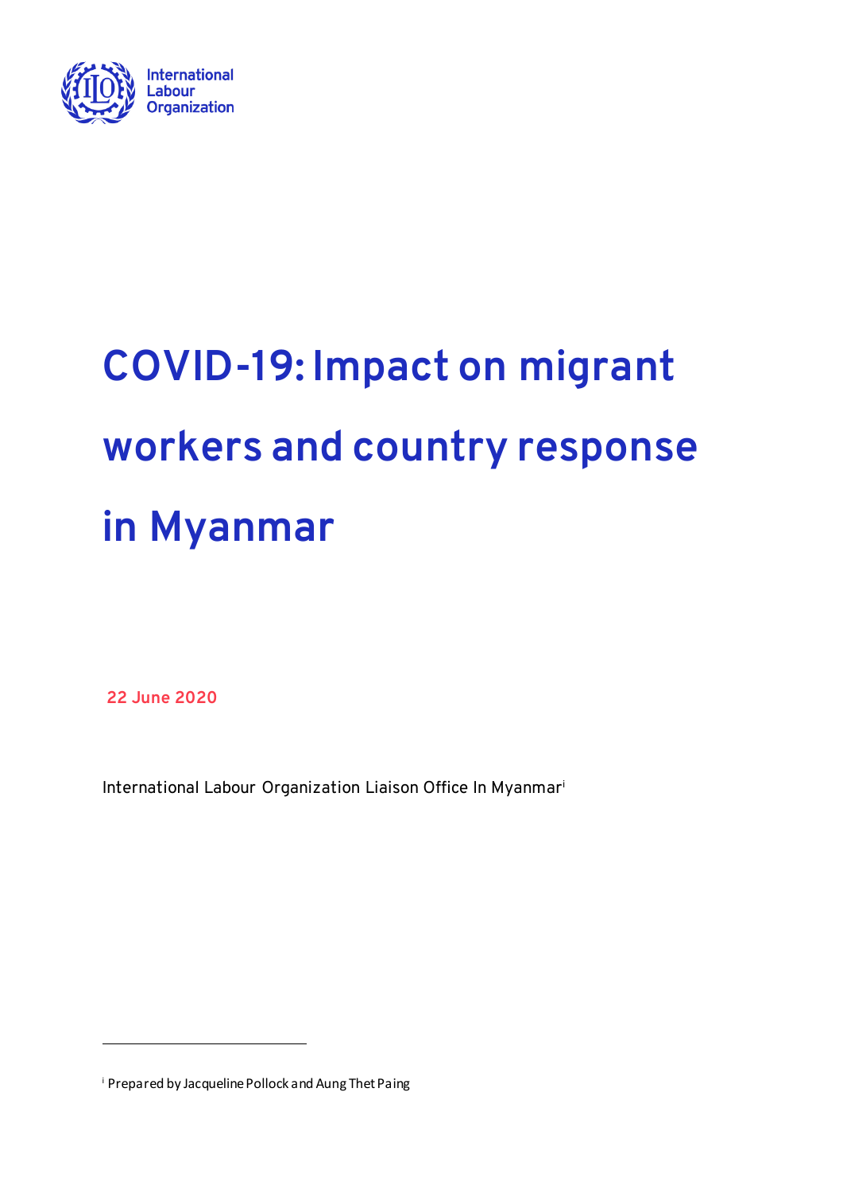International Labour Organization

# COVID-19: Impact on migrant workers and country response in Myanmar

**22 June 2020**

International Labour Organization Liaison Office In Myanmar[i]

[i] Prepared by Jacqueline Pollock and Aung Thet Paing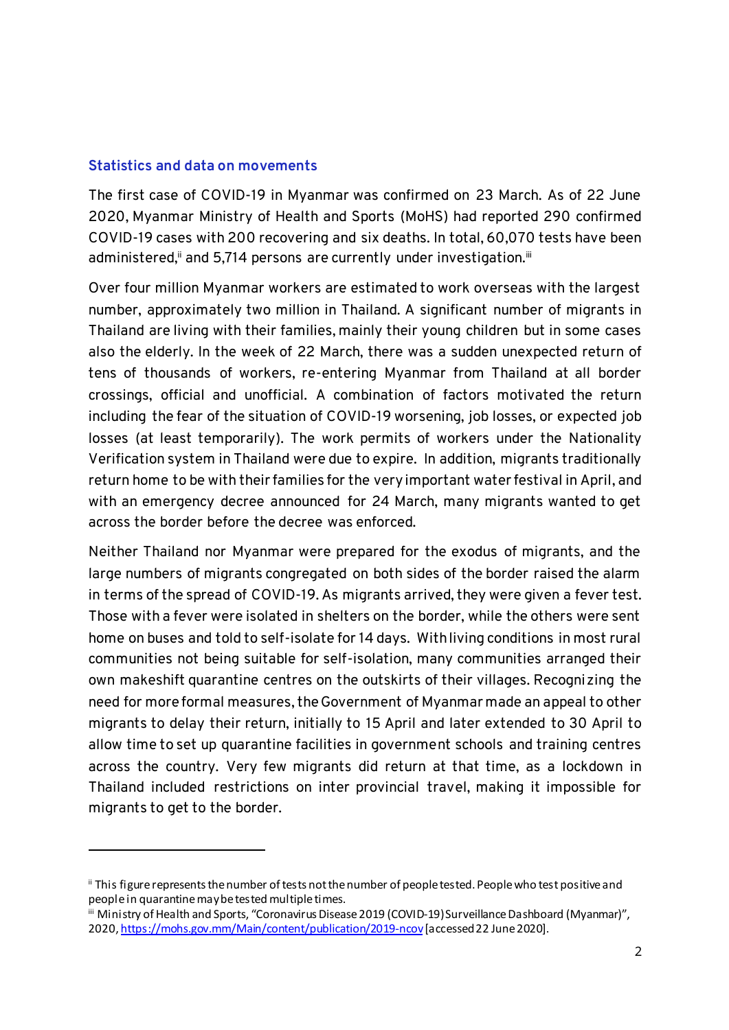### Statistics and data on movements

The first case of COVID-19 in Myanmar was confirmed on 23 March. As of 22 June 2020, Myanmar Ministry of Health and Sports (MoHS) had reported 290 confirmed COVID-19 cases with 200 recovering and six deaths. In total, 60,070 tests have been administered,[ii] and 5,714 persons are currently under investigation.[iii]

Over four million Myanmar workers are estimated to work overseas with the largest number, approximately two million in Thailand. A significant number of migrants in Thailand are living with their families, mainly their young children but in some cases also the elderly. In the week of 22 March, there was a sudden unexpected return of tens of thousands of workers, re-entering Myanmar from Thailand at all border crossings, official and unofficial. A combination of factors motivated the return including the fear of the situation of COVID-19 worsening, job losses, or expected job losses (at least temporarily). The work permits of workers under the Nationality Verification system in Thailand were due to expire. In addition, migrants traditionally return home to be with their families for the very important water festival in April, and with an emergency decree announced for 24 March, many migrants wanted to get across the border before the decree was enforced.

Neither Thailand nor Myanmar were prepared for the exodus of migrants, and the large numbers of migrants congregated on both sides of the border raised the alarm in terms of the spread of COVID-19. As migrants arrived, they were given a fever test. Those with a fever were isolated in shelters on the border, while the others were sent home on buses and told to self-isolate for 14 days. With living conditions in most rural communities not being suitable for self-isolation, many communities arranged their own makeshift quarantine centres on the outskirts of their villages. Recognizing the need for more formal measures, the Government of Myanmar made an appeal to other migrants to delay their return, initially to 15 April and later extended to 30 April to allow time to set up quarantine facilities in government schools and training centres across the country. Very few migrants did return at that time, as a lockdown in Thailand included restrictions on inter provincial travel, making it impossible for migrants to get to the border.

---

[ii] This figure represents the number of tests not the number of people tested. People who test positive and people in quarantine may be tested multiple times.

[iii] Ministry of Health and Sports, "Coronavirus Disease 2019 (COVID-19) Surveillance Dashboard (Myanmar)", 2020, https://mohs.gov.mm/Main/content/publication/2019-ncov [accessed 22 June 2020].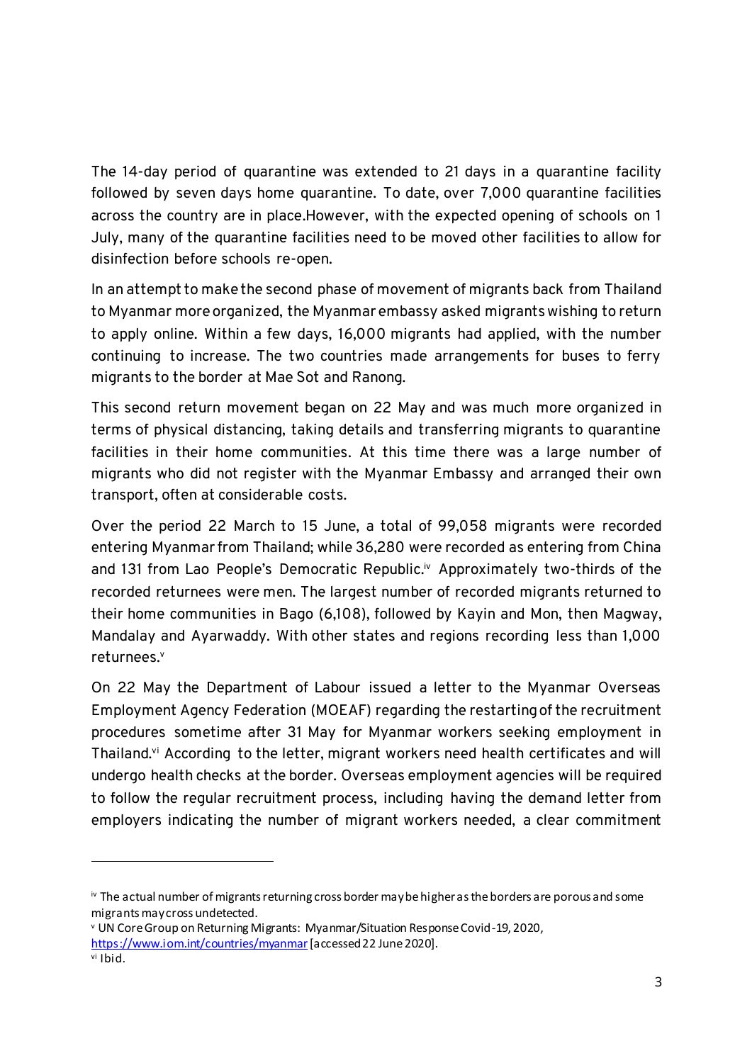The 14-day period of quarantine was extended to 21 days in a quarantine facility followed by seven days home quarantine. To date, over 7,000 quarantine facilities across the country are in place.However, with the expected opening of schools on 1 July, many of the quarantine facilities need to be moved other facilities to allow for disinfection before schools re-open.

In an attempt to make the second phase of movement of migrants back from Thailand to Myanmar more organized, the Myanmar embassy asked migrants wishing to return to apply online. Within a few days, 16,000 migrants had applied, with the number continuing to increase. The two countries made arrangements for buses to ferry migrants to the border at Mae Sot and Ranong.

This second return movement began on 22 May and was much more organized in terms of physical distancing, taking details and transferring migrants to quarantine facilities in their home communities. At this time there was a large number of migrants who did not register with the Myanmar Embassy and arranged their own transport, often at considerable costs.

Over the period 22 March to 15 June, a total of 99,058 migrants were recorded entering Myanmar from Thailand; while 36,280 were recorded as entering from China and 131 from Lao People's Democratic Republic.[iv] Approximately two-thirds of the recorded returnees were men. The largest number of recorded migrants returned to their home communities in Bago (6,108), followed by Kayin and Mon, then Magway, Mandalay and Ayarwaddy. With other states and regions recording less than 1,000 returnees.[v]

On 22 May the Department of Labour issued a letter to the Myanmar Overseas Employment Agency Federation (MOEAF) regarding the restarting of the recruitment procedures sometime after 31 May for Myanmar workers seeking employment in Thailand.[vi] According to the letter, migrant workers need health certificates and will undergo health checks at the border. Overseas employment agencies will be required to follow the regular recruitment process, including having the demand letter from employers indicating the number of migrant workers needed, a clear commitment

---

[iv] The actual number of migrants returning cross border may be higher as the borders are porous and some migrants may cross undetected.

[v] UN Core Group on Returning Migrants: Myanmar/Situation Response Covid-19, 2020, https://www.iom.int/countries/myanmar [accessed 22 June 2020].

[vi] Ibid.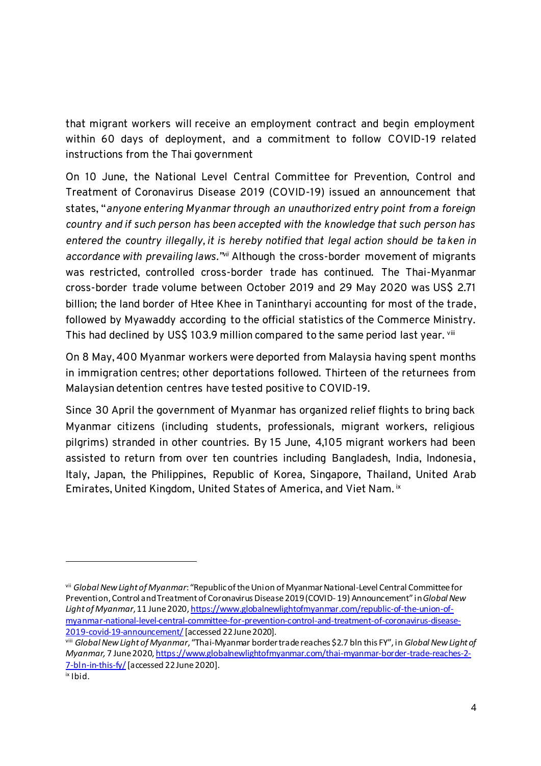that migrant workers will receive an employment contract and begin employment within 60 days of deployment, and a commitment to follow COVID-19 related instructions from the Thai government

On 10 June, the National Level Central Committee for Prevention, Control and Treatment of Coronavirus Disease 2019 (COVID-19) issued an announcement that states, "*anyone entering Myanmar through an unauthorized entry point from a foreign country and if such person has been accepted with the knowledge that such person has entered the country illegally, it is hereby notified that legal action should be taken in accordance with prevailing laws.*"[vii] Although the cross-border movement of migrants was restricted, controlled cross-border trade has continued. The Thai-Myanmar cross-border trade volume between October 2019 and 29 May 2020 was US$ 2.71 billion; the land border of Htee Khee in Tanintharyi accounting for most of the trade, followed by Myawaddy according to the official statistics of the Commerce Ministry. This had declined by US$ 103.9 million compared to the same period last year.[viii]

On 8 May, 400 Myanmar workers were deported from Malaysia having spent months in immigration centres; other deportations followed. Thirteen of the returnees from Malaysian detention centres have tested positive to COVID-19.

Since 30 April the government of Myanmar has organized relief flights to bring back Myanmar citizens (including students, professionals, migrant workers, religious pilgrims) stranded in other countries. By 15 June, 4,105 migrant workers had been assisted to return from over ten countries including Bangladesh, India, Indonesia, Italy, Japan, the Philippines, Republic of Korea, Singapore, Thailand, United Arab Emirates, United Kingdom, United States of America, and Viet Nam.[ix]

---

[vii] *Global New Light of Myanmar*: "Republic of the Union of Myanmar National-Level Central Committee for Prevention, Control and Treatment of Coronavirus Disease 2019 (COVID- 19) Announcement" in *Global New Light of Myanmar*, 11 June 2020, https://www.globalnewlightofmyanmar.com/republic-of-the-union-of-myanmar-national-level-central-committee-for-prevention-control-and-treatment-of-coronavirus-disease-2019-covid-19-announcement/ [accessed 22 June 2020].

[viii] *Global New Light of Myanmar*, "Thai-Myanmar border trade reaches $2.7 bln this FY", in *Global New Light of Myanmar,* 7 June 2020, https://www.globalnewlightofmyanmar.com/thai-myanmar-border-trade-reaches-2-7-bln-in-this-fy/ [accessed 22 June 2020].

[ix] Ibid.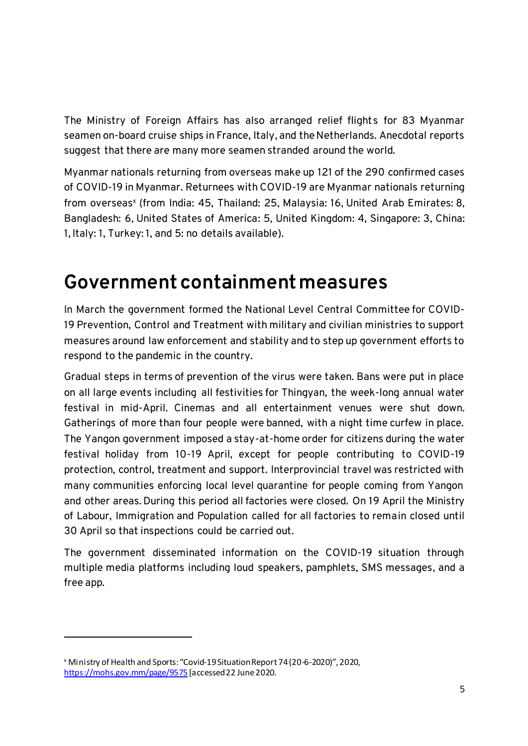The Ministry of Foreign Affairs has also arranged relief flights for 83 Myanmar seamen on-board cruise ships in France, Italy, and the Netherlands. Anecdotal reports suggest that there are many more seamen stranded around the world.

Myanmar nationals returning from overseas make up 121 of the 290 confirmed cases of COVID-19 in Myanmar. Returnees with COVID-19 are Myanmar nationals returning from overseas[x] (from India: 45, Thailand: 25, Malaysia: 16, United Arab Emirates: 8, Bangladesh: 6, United States of America: 5, United Kingdom: 4, Singapore: 3, China: 1, Italy: 1, Turkey: 1, and 5: no details available).

# Government containment measures

In March the government formed the National Level Central Committee for COVID-19 Prevention, Control and Treatment with military and civilian ministries to support measures around law enforcement and stability and to step up government efforts to respond to the pandemic in the country.

Gradual steps in terms of prevention of the virus were taken. Bans were put in place on all large events including all festivities for Thingyan, the week-long annual water festival in mid-April. Cinemas and all entertainment venues were shut down. Gatherings of more than four people were banned, with a night time curfew in place. The Yangon government imposed a stay-at-home order for citizens during the water festival holiday from 10-19 April, except for people contributing to COVID-19 protection, control, treatment and support. Interprovincial travel was restricted with many communities enforcing local level quarantine for people coming from Yangon and other areas. During this period all factories were closed. On 19 April the Ministry of Labour, Immigration and Population called for all factories to remain closed until 30 April so that inspections could be carried out.

The government disseminated information on the COVID-19 situation through multiple media platforms including loud speakers, pamphlets, SMS messages, and a free app.

---

[x] Ministry of Health and Sports: "Covid-19 Situation Report 74 (20-6-2020)", 2020, https://mohs.gov.mm/page/9575 [accessed 22 June 2020.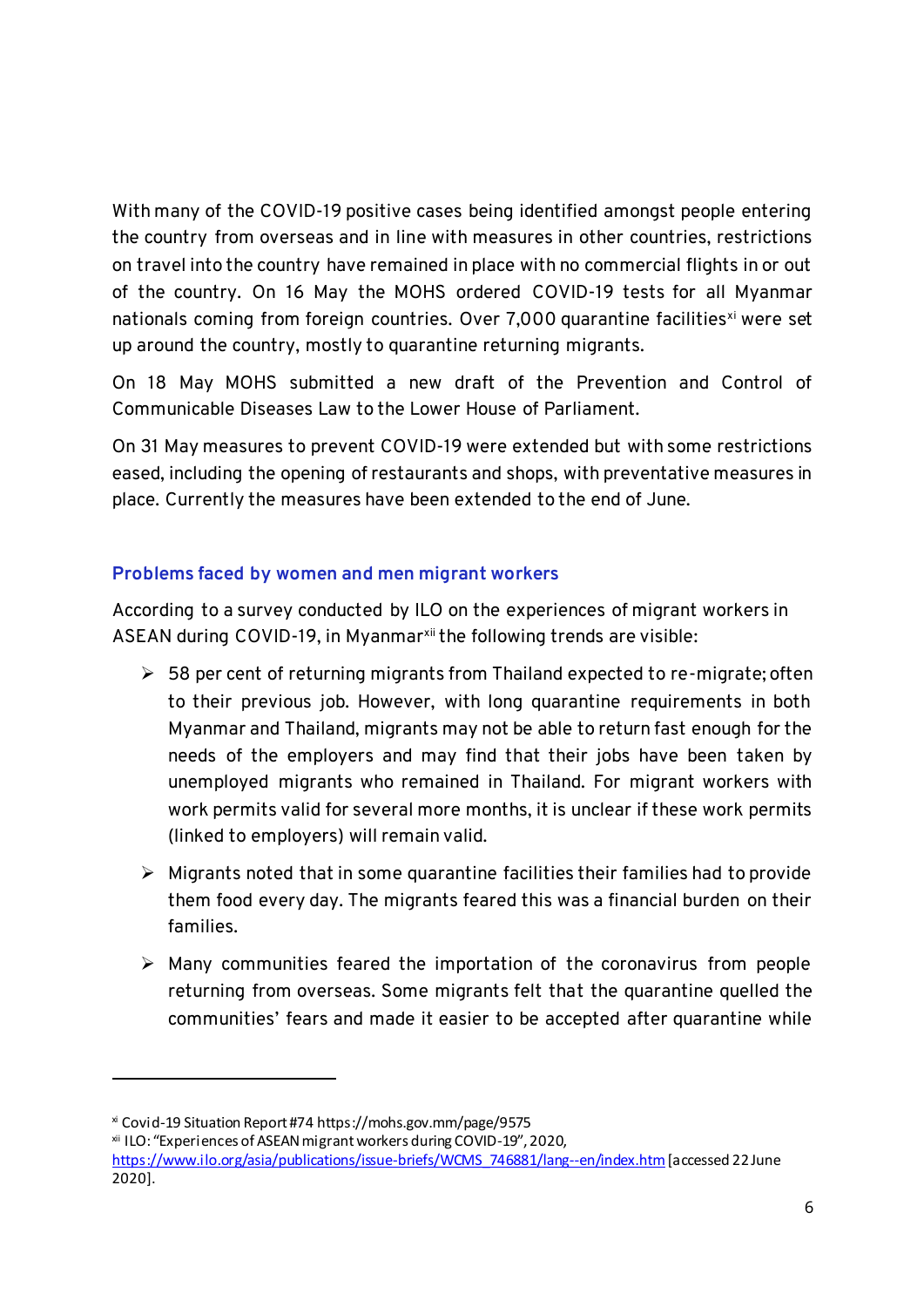With many of the COVID-19 positive cases being identified amongst people entering the country from overseas and in line with measures in other countries, restrictions on travel into the country have remained in place with no commercial flights in or out of the country. On 16 May the MOHS ordered COVID-19 tests for all Myanmar nationals coming from foreign countries. Over 7,000 quarantine facilities[xi] were set up around the country, mostly to quarantine returning migrants.

On 18 May MOHS submitted a new draft of the Prevention and Control of Communicable Diseases Law to the Lower House of Parliament.

On 31 May measures to prevent COVID-19 were extended but with some restrictions eased, including the opening of restaurants and shops, with preventative measures in place. Currently the measures have been extended to the end of June.

### Problems faced by women and men migrant workers

According to a survey conducted by ILO on the experiences of migrant workers in ASEAN during COVID-19, in Myanmar[xii] the following trends are visible:

- 58 per cent of returning migrants from Thailand expected to re-migrate; often to their previous job. However, with long quarantine requirements in both Myanmar and Thailand, migrants may not be able to return fast enough for the needs of the employers and may find that their jobs have been taken by unemployed migrants who remained in Thailand. For migrant workers with work permits valid for several more months, it is unclear if these work permits (linked to employers) will remain valid.
- Migrants noted that in some quarantine facilities their families had to provide them food every day. The migrants feared this was a financial burden on their families.
- Many communities feared the importation of the coronavirus from people returning from overseas. Some migrants felt that the quarantine quelled the communities' fears and made it easier to be accepted after quarantine while

---

[xi] Covid-19 Situation Report #74 https://mohs.gov.mm/page/9575

[xii] ILO: "Experiences of ASEAN migrant workers during COVID-19", 2020, https://www.ilo.org/asia/publications/issue-briefs/WCMS_746881/lang--en/index.htm [accessed 22 June 2020].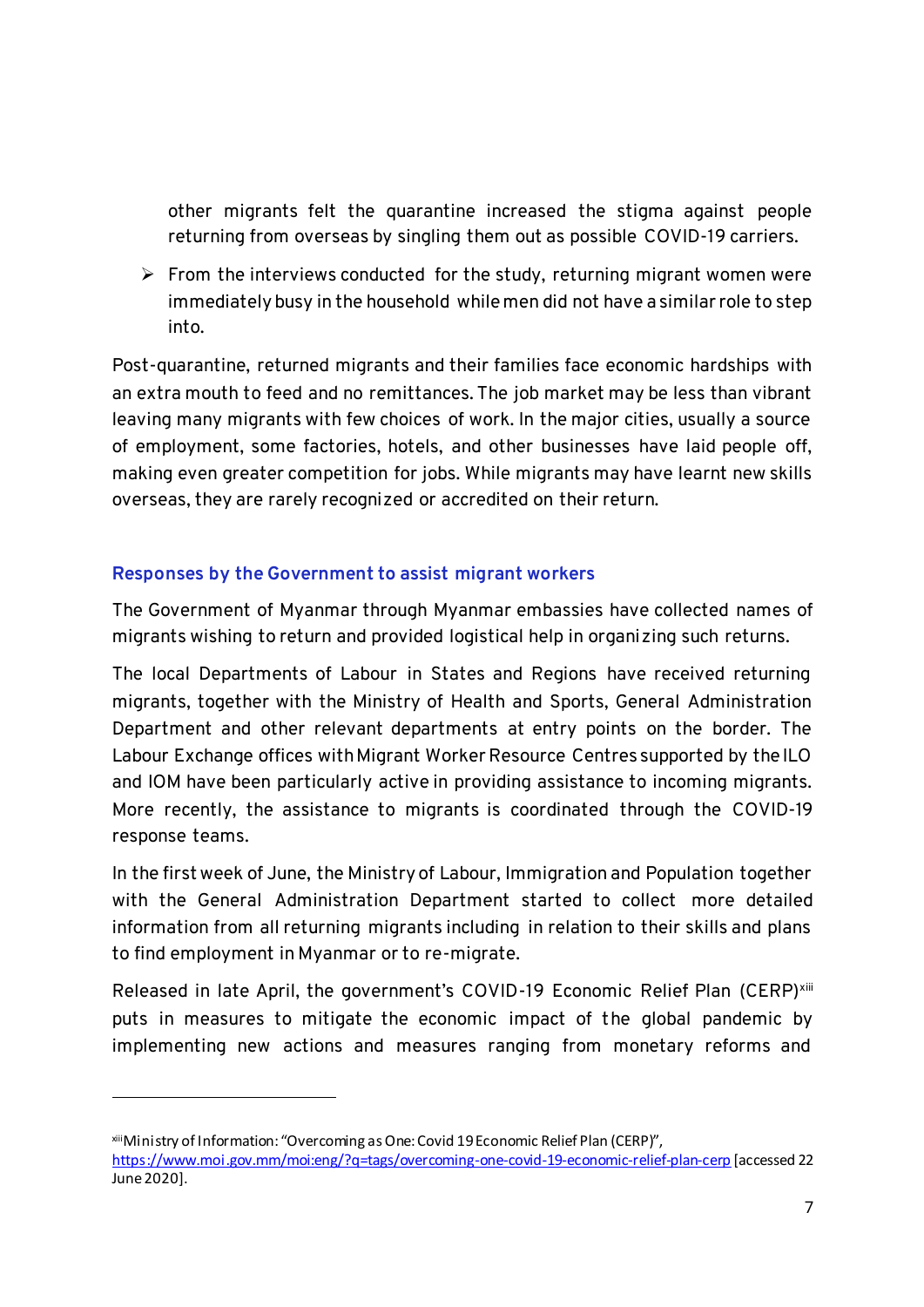other migrants felt the quarantine increased the stigma against people returning from overseas by singling them out as possible COVID-19 carriers.

- From the interviews conducted for the study, returning migrant women were immediately busy in the household while men did not have a similar role to step into.

Post-quarantine, returned migrants and their families face economic hardships with an extra mouth to feed and no remittances. The job market may be less than vibrant leaving many migrants with few choices of work. In the major cities, usually a source of employment, some factories, hotels, and other businesses have laid people off, making even greater competition for jobs. While migrants may have learnt new skills overseas, they are rarely recognized or accredited on their return.

## Responses by the Government to assist migrant workers

The Government of Myanmar through Myanmar embassies have collected names of migrants wishing to return and provided logistical help in organizing such returns.

The local Departments of Labour in States and Regions have received returning migrants, together with the Ministry of Health and Sports, General Administration Department and other relevant departments at entry points on the border. The Labour Exchange offices with Migrant Worker Resource Centres supported by the ILO and IOM have been particularly active in providing assistance to incoming migrants. More recently, the assistance to migrants is coordinated through the COVID-19 response teams.

In the first week of June, the Ministry of Labour, Immigration and Population together with the General Administration Department started to collect more detailed information from all returning migrants including in relation to their skills and plans to find employment in Myanmar or to re-migrate.

Released in late April, the government's COVID-19 Economic Relief Plan (CERP)[xiii] puts in measures to mitigate the economic impact of the global pandemic by implementing new actions and measures ranging from monetary reforms and

---

[xiii] Ministry of Information: "Overcoming as One: Covid 19 Economic Relief Plan (CERP)", https://www.moi.gov.mm/moi:eng/?q=tags/overcoming-one-covid-19-economic-relief-plan-cerp [accessed 22 June 2020].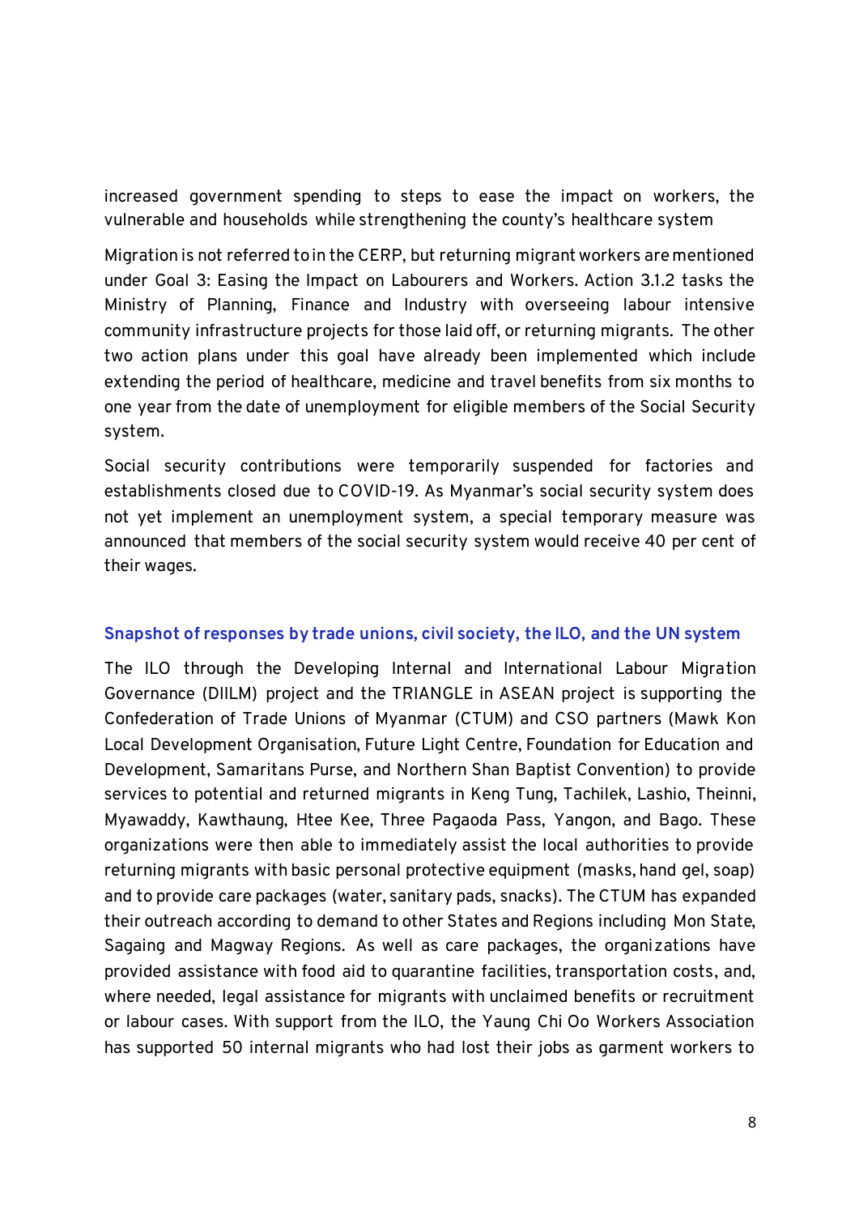increased government spending to steps to ease the impact on workers, the vulnerable and households while strengthening the county's healthcare system

Migration is not referred to in the CERP, but returning migrant workers are mentioned under Goal 3: Easing the Impact on Labourers and Workers. Action 3.1.2 tasks the Ministry of Planning, Finance and Industry with overseeing labour intensive community infrastructure projects for those laid off, or returning migrants. The other two action plans under this goal have already been implemented which include extending the period of healthcare, medicine and travel benefits from six months to one year from the date of unemployment for eligible members of the Social Security system.

Social security contributions were temporarily suspended for factories and establishments closed due to COVID-19. As Myanmar's social security system does not yet implement an unemployment system, a special temporary measure was announced that members of the social security system would receive 40 per cent of their wages.

### Snapshot of responses by trade unions, civil society, the ILO, and the UN system

The ILO through the Developing Internal and International Labour Migration Governance (DIILM) project and the TRIANGLE in ASEAN project is supporting the Confederation of Trade Unions of Myanmar (CTUM) and CSO partners (Mawk Kon Local Development Organisation, Future Light Centre, Foundation for Education and Development, Samaritans Purse, and Northern Shan Baptist Convention) to provide services to potential and returned migrants in Keng Tung, Tachilek, Lashio, Theinni, Myawaddy, Kawthaung, Htee Kee, Three Pagaoda Pass, Yangon, and Bago. These organizations were then able to immediately assist the local authorities to provide returning migrants with basic personal protective equipment (masks, hand gel, soap) and to provide care packages (water, sanitary pads, snacks). The CTUM has expanded their outreach according to demand to other States and Regions including Mon State, Sagaing and Magway Regions. As well as care packages, the organizations have provided assistance with food aid to quarantine facilities, transportation costs, and, where needed, legal assistance for migrants with unclaimed benefits or recruitment or labour cases. With support from the ILO, the Yaung Chi Oo Workers Association has supported 50 internal migrants who had lost their jobs as garment workers to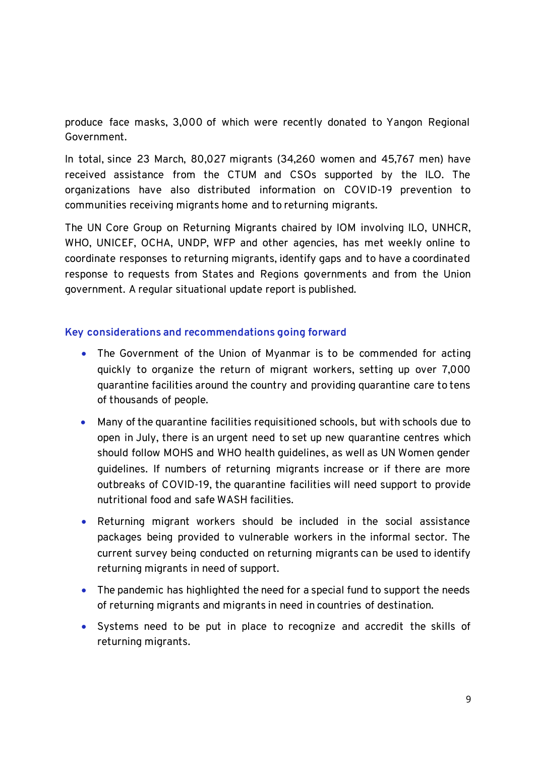produce face masks, 3,000 of which were recently donated to Yangon Regional Government.

In total, since 23 March, 80,027 migrants (34,260 women and 45,767 men) have received assistance from the CTUM and CSOs supported by the ILO. The organizations have also distributed information on COVID-19 prevention to communities receiving migrants home and to returning migrants.

The UN Core Group on Returning Migrants chaired by IOM involving ILO, UNHCR, WHO, UNICEF, OCHA, UNDP, WFP and other agencies, has met weekly online to coordinate responses to returning migrants, identify gaps and to have a coordinated response to requests from States and Regions governments and from the Union government. A regular situational update report is published.

## Key considerations and recommendations going forward

- The Government of the Union of Myanmar is to be commended for acting quickly to organize the return of migrant workers, setting up over 7,000 quarantine facilities around the country and providing quarantine care to tens of thousands of people.
- Many of the quarantine facilities requisitioned schools, but with schools due to open in July, there is an urgent need to set up new quarantine centres which should follow MOHS and WHO health guidelines, as well as UN Women gender guidelines. If numbers of returning migrants increase or if there are more outbreaks of COVID-19, the quarantine facilities will need support to provide nutritional food and safe WASH facilities.
- Returning migrant workers should be included in the social assistance packages being provided to vulnerable workers in the informal sector. The current survey being conducted on returning migrants can be used to identify returning migrants in need of support.
- The pandemic has highlighted the need for a special fund to support the needs of returning migrants and migrants in need in countries of destination.
- Systems need to be put in place to recognize and accredit the skills of returning migrants.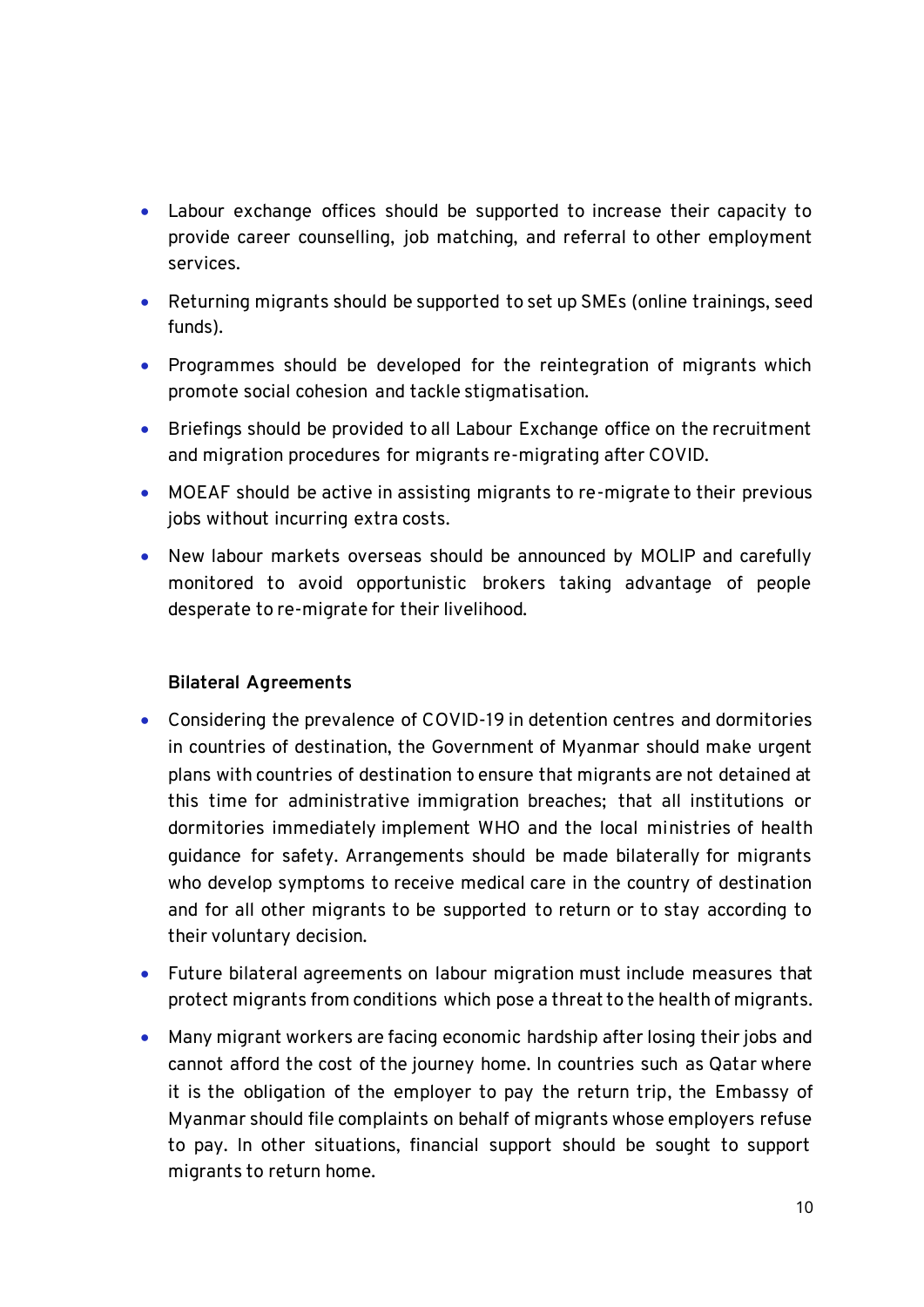- Labour exchange offices should be supported to increase their capacity to provide career counselling, job matching, and referral to other employment services.
- Returning migrants should be supported to set up SMEs (online trainings, seed funds).
- Programmes should be developed for the reintegration of migrants which promote social cohesion and tackle stigmatisation.
- Briefings should be provided to all Labour Exchange office on the recruitment and migration procedures for migrants re-migrating after COVID.
- MOEAF should be active in assisting migrants to re-migrate to their previous jobs without incurring extra costs.
- New labour markets overseas should be announced by MOLIP and carefully monitored to avoid opportunistic brokers taking advantage of people desperate to re-migrate for their livelihood.

**Bilateral Agreements**

- Considering the prevalence of COVID-19 in detention centres and dormitories in countries of destination, the Government of Myanmar should make urgent plans with countries of destination to ensure that migrants are not detained at this time for administrative immigration breaches; that all institutions or dormitories immediately implement WHO and the local ministries of health guidance for safety. Arrangements should be made bilaterally for migrants who develop symptoms to receive medical care in the country of destination and for all other migrants to be supported to return or to stay according to their voluntary decision.
- Future bilateral agreements on labour migration must include measures that protect migrants from conditions which pose a threat to the health of migrants.
- Many migrant workers are facing economic hardship after losing their jobs and cannot afford the cost of the journey home. In countries such as Qatar where it is the obligation of the employer to pay the return trip, the Embassy of Myanmar should file complaints on behalf of migrants whose employers refuse to pay. In other situations, financial support should be sought to support migrants to return home.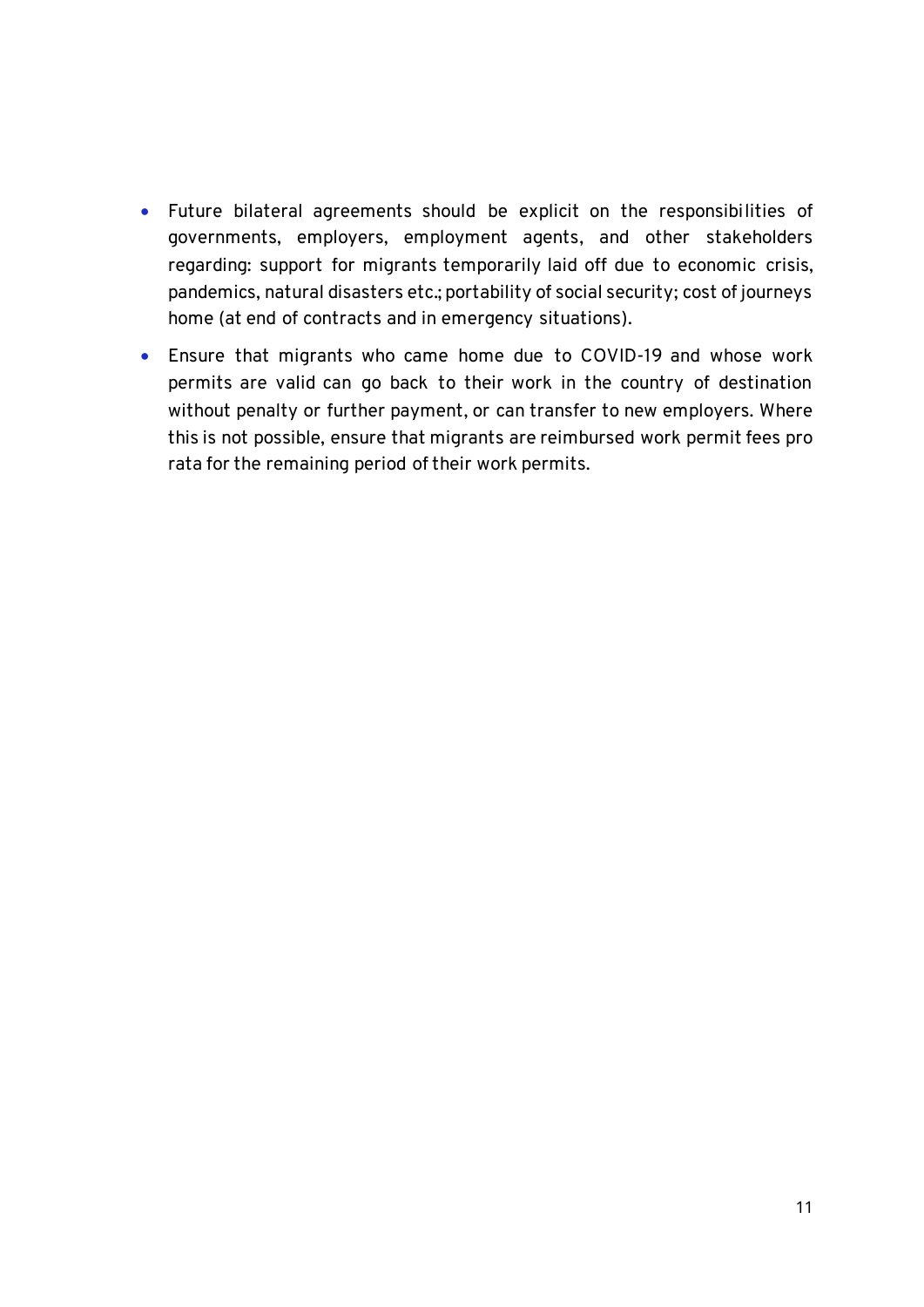- Future bilateral agreements should be explicit on the responsibilities of governments, employers, employment agents, and other stakeholders regarding: support for migrants temporarily laid off due to economic crisis, pandemics, natural disasters etc.; portability of social security; cost of journeys home (at end of contracts and in emergency situations).
- Ensure that migrants who came home due to COVID-19 and whose work permits are valid can go back to their work in the country of destination without penalty or further payment, or can transfer to new employers. Where this is not possible, ensure that migrants are reimbursed work permit fees pro rata for the remaining period of their work permits.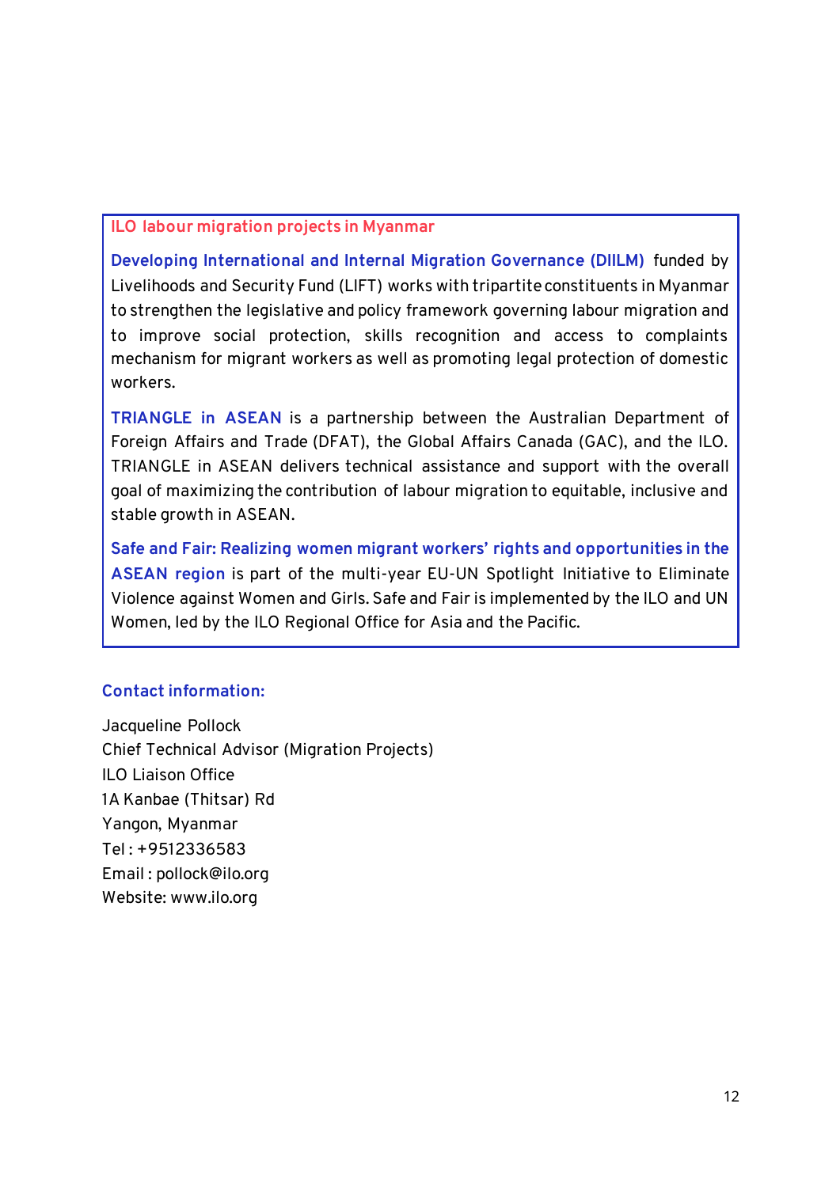## ILO labour migration projects in Myanmar

**Developing International and Internal Migration Governance (DIILM)** funded by Livelihoods and Security Fund (LIFT) works with tripartite constituents in Myanmar to strengthen the legislative and policy framework governing labour migration and to improve social protection, skills recognition and access to complaints mechanism for migrant workers as well as promoting legal protection of domestic workers.

**TRIANGLE in ASEAN** is a partnership between the Australian Department of Foreign Affairs and Trade (DFAT), the Global Affairs Canada (GAC), and the ILO. TRIANGLE in ASEAN delivers technical assistance and support with the overall goal of maximizing the contribution of labour migration to equitable, inclusive and stable growth in ASEAN.

**Safe and Fair: Realizing women migrant workers' rights and opportunities in the ASEAN region** is part of the multi-year EU-UN Spotlight Initiative to Eliminate Violence against Women and Girls. Safe and Fair is implemented by the ILO and UN Women, led by the ILO Regional Office for Asia and the Pacific.

### Contact information:

Jacqueline Pollock  
Chief Technical Advisor (Migration Projects)  
ILO Liaison Office  
1A Kanbae (Thitsar) Rd  
Yangon, Myanmar  
Tel : +9512336583  
Email : pollock@ilo.org  
Website: www.ilo.org